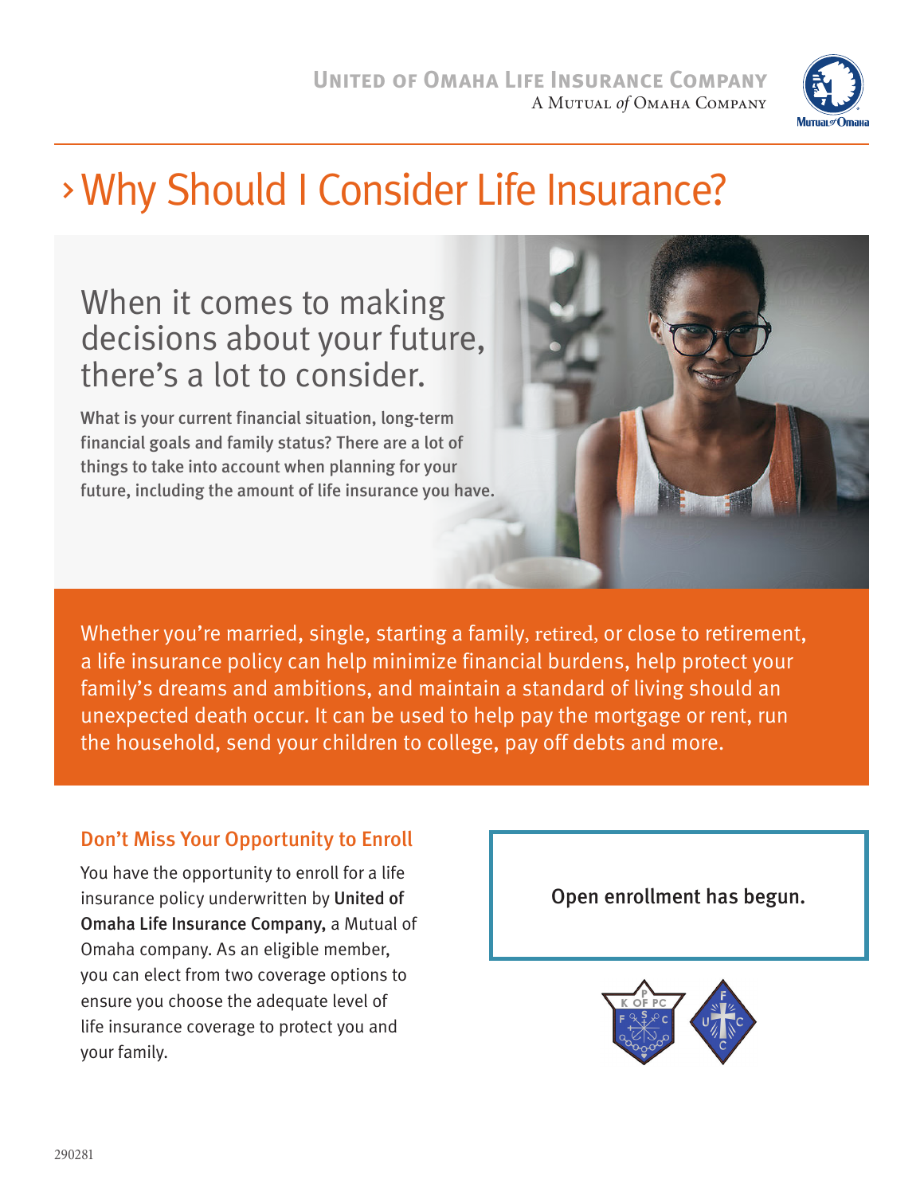**UNITED OF OMAHA LIFE INSURANCE COMPANY**
A MUTUAL *of* OMAHA COMPANY

# › Why Should I Consider Life Insurance?

## When it comes to making decisions about your future, there's a lot to consider.

**What is your current financial situation, long-term financial goals and family status? There are a lot of things to take into account when planning for your future, including the amount of life insurance you have.**

Whether you're married, single, starting a family, retired, or close to retirement, a life insurance policy can help minimize financial burdens, help protect your family's dreams and ambitions, and maintain a standard of living should an unexpected death occur. It can be used to help pay the mortgage or rent, run the household, send your children to college, pay off debts and more.

### Don't Miss Your Opportunity to Enroll

You have the opportunity to enroll for a life insurance policy underwritten by **United of Omaha Life Insurance Company,** a Mutual of Omaha company. As an eligible member, you can elect from two coverage options to ensure you choose the adequate level of life insurance coverage to protect you and your family.

Open enrollment has begun.

290281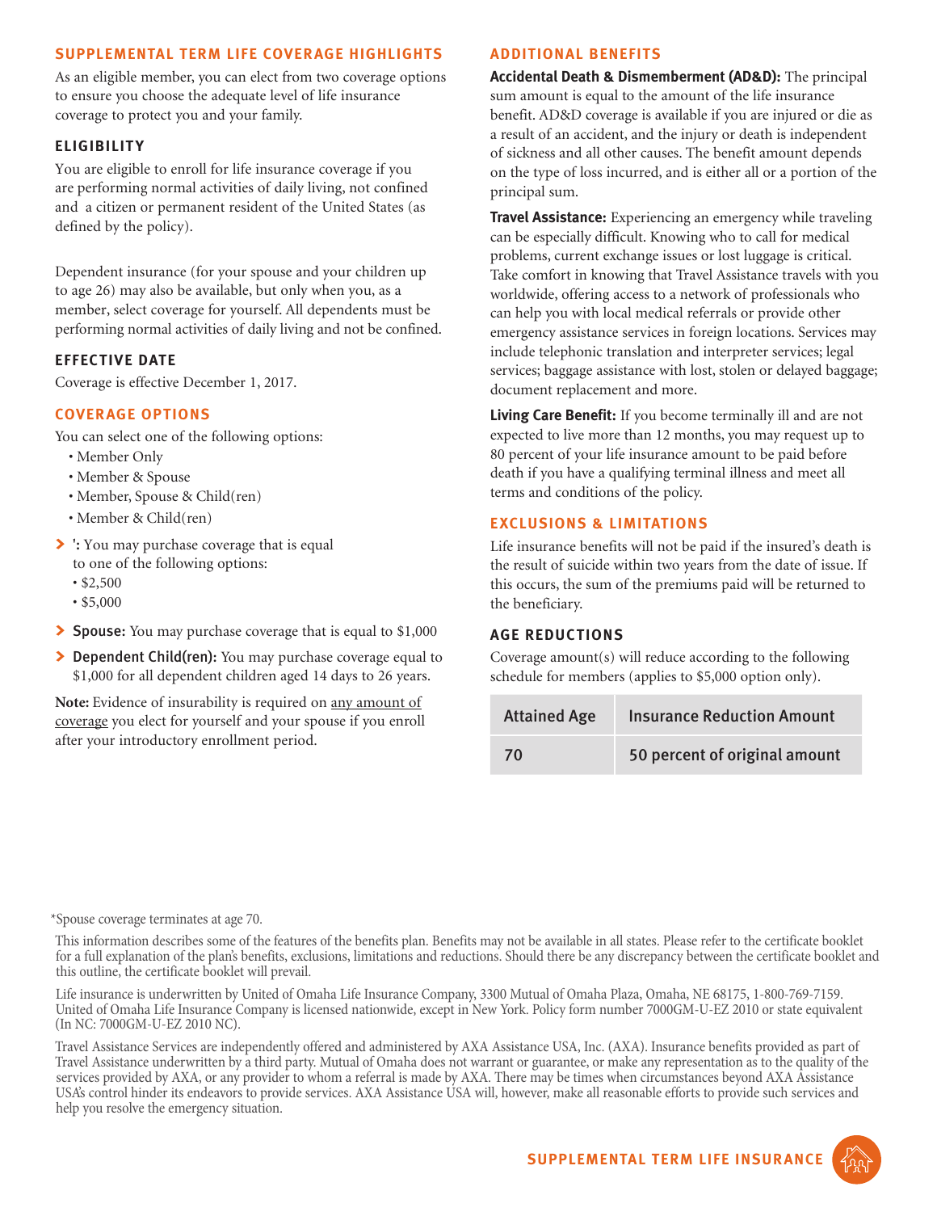## SUPPLEMENTAL TERM LIFE COVERAGE HIGHLIGHTS

As an eligible member, you can elect from two coverage options to ensure you choose the adequate level of life insurance coverage to protect you and your family.

### ELIGIBILITY

You are eligible to enroll for life insurance coverage if you are performing normal activities of daily living, not confined and a citizen or permanent resident of the United States (as defined by the policy).

Dependent insurance (for your spouse and your children up to age 26) may also be available, but only when you, as a member, select coverage for yourself. All dependents must be performing normal activities of daily living and not be confined.

### EFFECTIVE DATE

Coverage is effective December 1, 2017.

## COVERAGE OPTIONS

You can select one of the following options:

- Member Only
- Member & Spouse
- Member, Spouse & Child(ren)
- Member & Child(ren)

> **':** You may purchase coverage that is equal to one of the following options:
- $2,500
- $5,000

> **Spouse:** You may purchase coverage that is equal to $1,000

> **Dependent Child(ren):** You may purchase coverage equal to $1,000 for all dependent children aged 14 days to 26 years.

**Note:** Evidence of insurability is required on any amount of coverage you elect for yourself and your spouse if you enroll after your introductory enrollment period.

## ADDITIONAL BENEFITS

**Accidental Death & Dismemberment (AD&D):** The principal sum amount is equal to the amount of the life insurance benefit. AD&D coverage is available if you are injured or die as a result of an accident, and the injury or death is independent of sickness and all other causes. The benefit amount depends on the type of loss incurred, and is either all or a portion of the principal sum.

**Travel Assistance:** Experiencing an emergency while traveling can be especially difficult. Knowing who to call for medical problems, current exchange issues or lost luggage is critical. Take comfort in knowing that Travel Assistance travels with you worldwide, offering access to a network of professionals who can help you with local medical referrals or provide other emergency assistance services in foreign locations. Services may include telephonic translation and interpreter services; legal services; baggage assistance with lost, stolen or delayed baggage; document replacement and more.

**Living Care Benefit:** If you become terminally ill and are not expected to live more than 12 months, you may request up to 80 percent of your life insurance amount to be paid before death if you have a qualifying terminal illness and meet all terms and conditions of the policy.

## EXCLUSIONS & LIMITATIONS

Life insurance benefits will not be paid if the insured's death is the result of suicide within two years from the date of issue. If this occurs, the sum of the premiums paid will be returned to the beneficiary.

### AGE REDUCTIONS

Coverage amount(s) will reduce according to the following schedule for members (applies to $5,000 option only).

| Attained Age | Insurance Reduction Amount |
|---|---|
| 70 | 50 percent of original amount |

*Spouse coverage terminates at age 70.

This information describes some of the features of the benefits plan. Benefits may not be available in all states. Please refer to the certificate booklet for a full explanation of the plan's benefits, exclusions, limitations and reductions. Should there be any discrepancy between the certificate booklet and this outline, the certificate booklet will prevail.

Life insurance is underwritten by United of Omaha Life Insurance Company, 3300 Mutual of Omaha Plaza, Omaha, NE 68175, 1-800-769-7159. United of Omaha Life Insurance Company is licensed nationwide, except in New York. Policy form number 7000GM-U-EZ 2010 or state equivalent (In NC: 7000GM-U-EZ 2010 NC).

Travel Assistance Services are independently offered and administered by AXA Assistance USA, Inc. (AXA). Insurance benefits provided as part of Travel Assistance underwritten by a third party. Mutual of Omaha does not warrant or guarantee, or make any representation as to the quality of the services provided by AXA, or any provider to whom a referral is made by AXA. There may be times when circumstances beyond AXA Assistance USA's control hinder its endeavors to provide services. AXA Assistance USA will, however, make all reasonable efforts to provide such services and help you resolve the emergency situation.